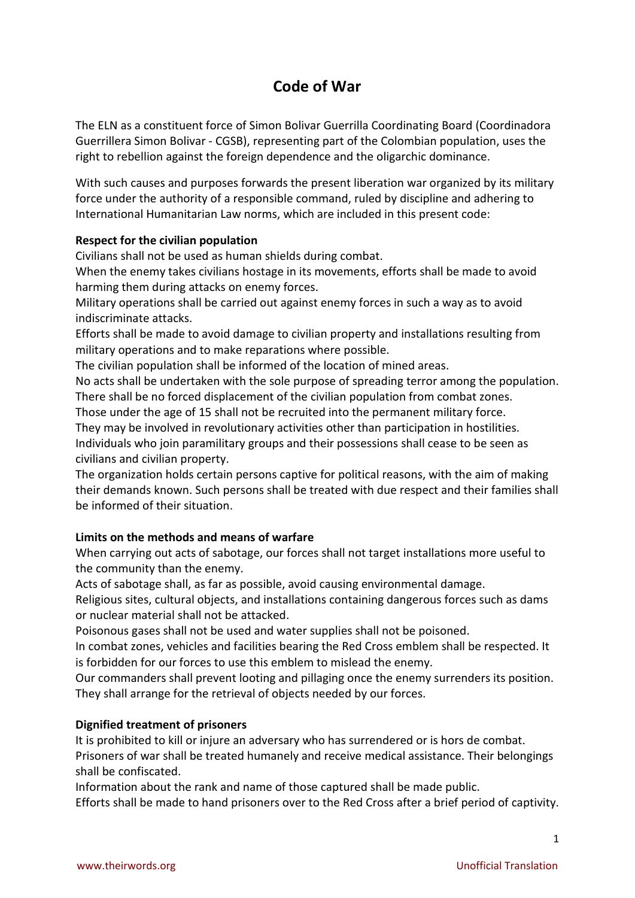# Code of War

The ELN as a constituent force of Simon Bolivar Guerrilla Coordinating Board (Coordinadora Guerrillera Simon Bolivar - CGSB), representing part of the Colombian population, uses the right to rebellion against the foreign dependence and the oligarchic dominance.

With such causes and purposes forwards the present liberation war organized by its military force under the authority of a responsible command, ruled by discipline and adhering to International Humanitarian Law norms, which are included in this present code:

**Respect for the civilian population**

Civilians shall not be used as human shields during combat.

When the enemy takes civilians hostage in its movements, efforts shall be made to avoid harming them during attacks on enemy forces.

Military operations shall be carried out against enemy forces in such a way as to avoid indiscriminate attacks.

Efforts shall be made to avoid damage to civilian property and installations resulting from military operations and to make reparations where possible.

The civilian population shall be informed of the location of mined areas.

No acts shall be undertaken with the sole purpose of spreading terror among the population.

There shall be no forced displacement of the civilian population from combat zones.

Those under the age of 15 shall not be recruited into the permanent military force.

They may be involved in revolutionary activities other than participation in hostilities.

Individuals who join paramilitary groups and their possessions shall cease to be seen as civilians and civilian property.

The organization holds certain persons captive for political reasons, with the aim of making their demands known. Such persons shall be treated with due respect and their families shall be informed of their situation.

**Limits on the methods and means of warfare**

When carrying out acts of sabotage, our forces shall not target installations more useful to the community than the enemy.

Acts of sabotage shall, as far as possible, avoid causing environmental damage.

Religious sites, cultural objects, and installations containing dangerous forces such as dams or nuclear material shall not be attacked.

Poisonous gases shall not be used and water supplies shall not be poisoned.

In combat zones, vehicles and facilities bearing the Red Cross emblem shall be respected. It is forbidden for our forces to use this emblem to mislead the enemy.

Our commanders shall prevent looting and pillaging once the enemy surrenders its position. They shall arrange for the retrieval of objects needed by our forces.

**Dignified treatment of prisoners**

It is prohibited to kill or injure an adversary who has surrendered or is hors de combat.

Prisoners of war shall be treated humanely and receive medical assistance. Their belongings shall be confiscated.

Information about the rank and name of those captured shall be made public.

Efforts shall be made to hand prisoners over to the Red Cross after a brief period of captivity.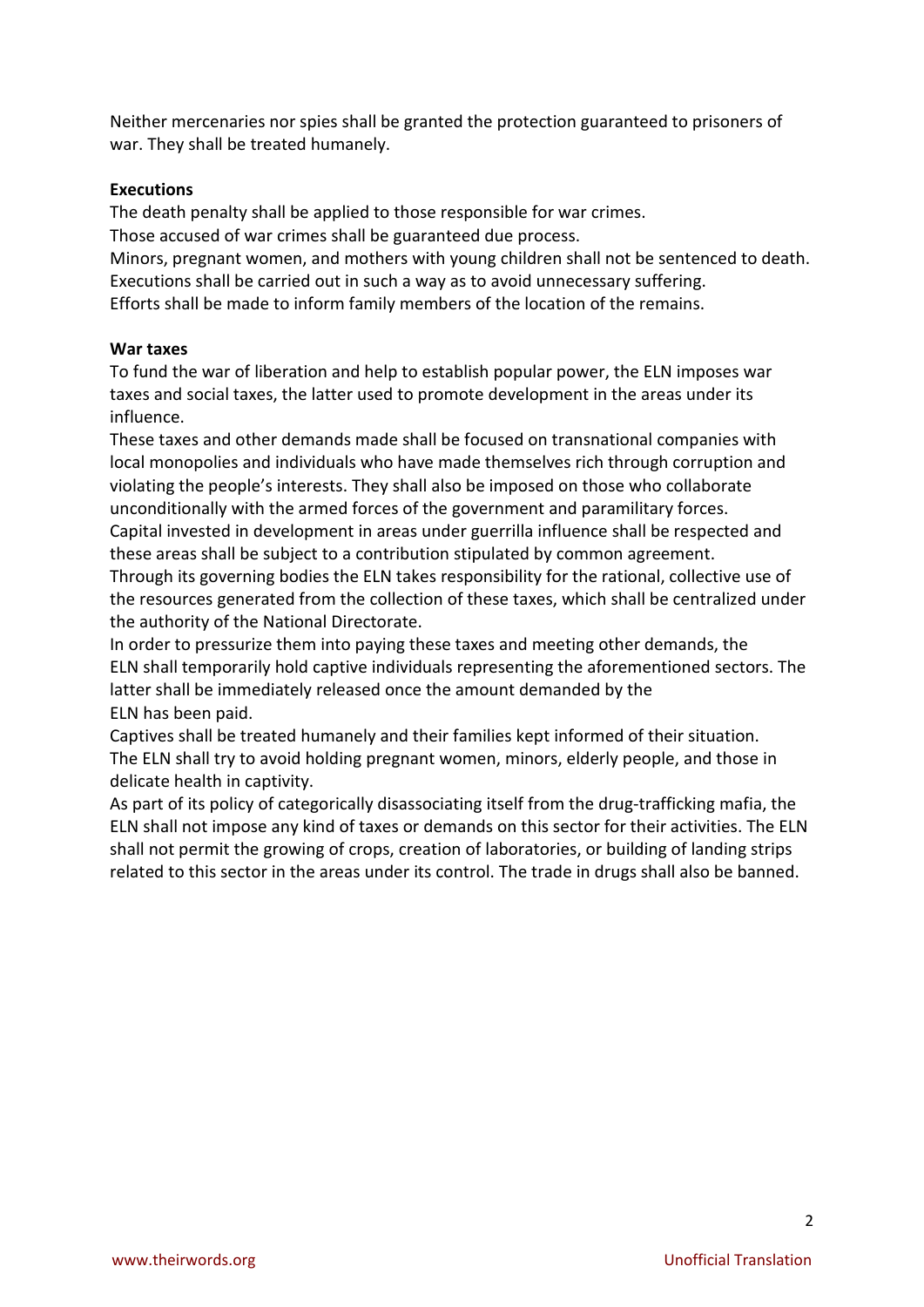Neither mercenaries nor spies shall be granted the protection guaranteed to prisoners of war. They shall be treated humanely.

**Executions**

The death penalty shall be applied to those responsible for war crimes.
Those accused of war crimes shall be guaranteed due process.
Minors, pregnant women, and mothers with young children shall not be sentenced to death.
Executions shall be carried out in such a way as to avoid unnecessary suffering.
Efforts shall be made to inform family members of the location of the remains.

**War taxes**

To fund the war of liberation and help to establish popular power, the ELN imposes war taxes and social taxes, the latter used to promote development in the areas under its influence.
These taxes and other demands made shall be focused on transnational companies with local monopolies and individuals who have made themselves rich through corruption and violating the people's interests. They shall also be imposed on those who collaborate unconditionally with the armed forces of the government and paramilitary forces.
Capital invested in development in areas under guerrilla influence shall be respected and these areas shall be subject to a contribution stipulated by common agreement.
Through its governing bodies the ELN takes responsibility for the rational, collective use of the resources generated from the collection of these taxes, which shall be centralized under the authority of the National Directorate.
In order to pressurize them into paying these taxes and meeting other demands, the ELN shall temporarily hold captive individuals representing the aforementioned sectors. The latter shall be immediately released once the amount demanded by the ELN has been paid.
Captives shall be treated humanely and their families kept informed of their situation.
The ELN shall try to avoid holding pregnant women, minors, elderly people, and those in delicate health in captivity.
As part of its policy of categorically disassociating itself from the drug-trafficking mafia, the ELN shall not impose any kind of taxes or demands on this sector for their activities. The ELN shall not permit the growing of crops, creation of laboratories, or building of landing strips related to this sector in the areas under its control. The trade in drugs shall also be banned.